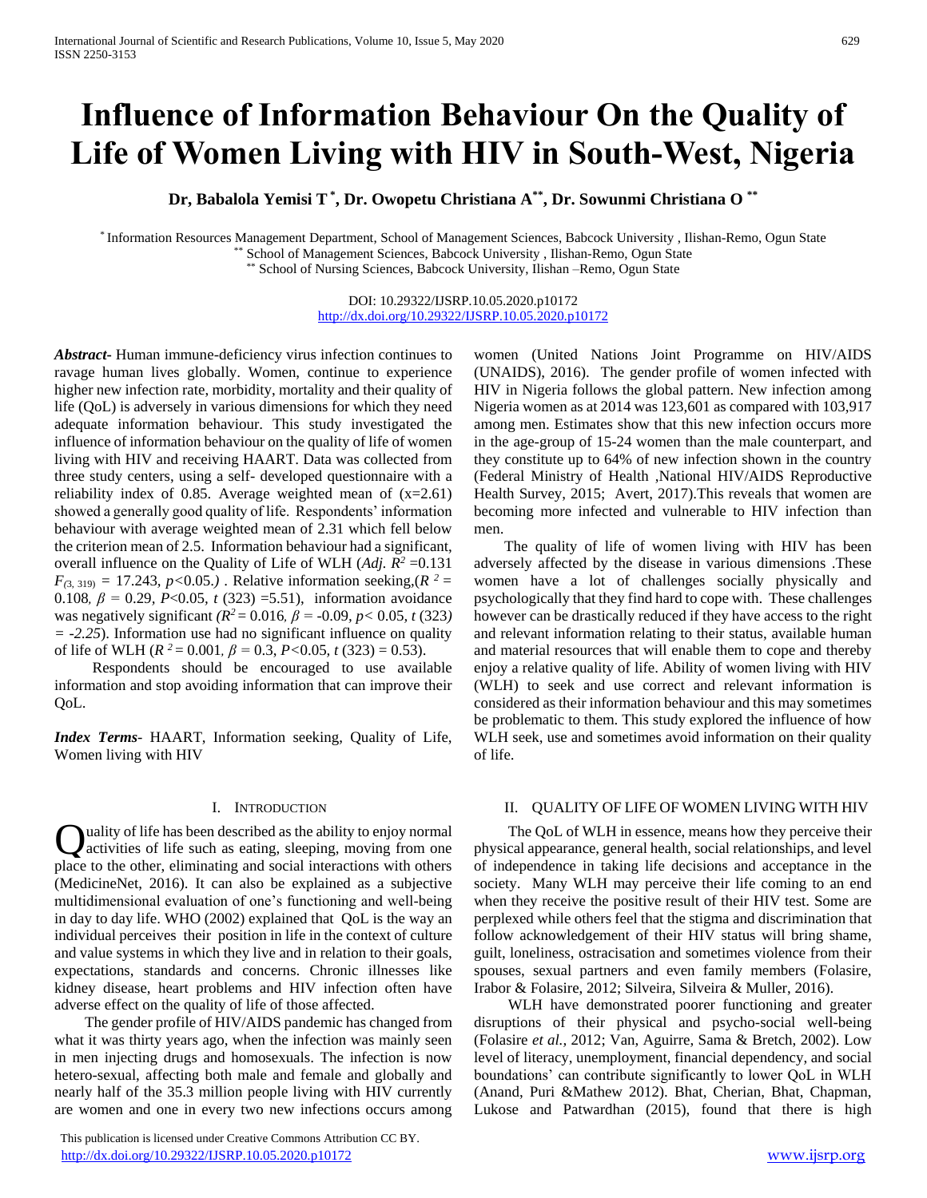# Influence of Information Behaviour On the Quality of Life of Women Living with HIV in South-West, Nigeria

**Dr, Babalola Yemisi T [*], Dr. Owopetu Christiana A [**], Dr. Sowunmi Christiana O [**]**

[*] Information Resources Management Department, School of Management Sciences, Babcock University , Ilishan-Remo, Ogun State
[**] School of Management Sciences, Babcock University , Ilishan-Remo, Ogun State
[**] School of Nursing Sciences, Babcock University, Ilishan –Remo, Ogun State

DOI: 10.29322/IJSRP.10.05.2020.p10172
http://dx.doi.org/10.29322/IJSRP.10.05.2020.p10172

***Abstract***- Human immune-deficiency virus infection continues to ravage human lives globally. Women, continue to experience higher new infection rate, morbidity, mortality and their quality of life (QoL) is adversely in various dimensions for which they need adequate information behaviour. This study investigated the influence of information behaviour on the quality of life of women living with HIV and receiving HAART. Data was collected from three study centers, using a self- developed questionnaire with a reliability index of 0.85. Average weighted mean of (x=2.61) showed a generally good quality of life. Respondents' information behaviour with average weighted mean of 2.31 which fell below the criterion mean of 2.5. Information behaviour had a significant, overall influence on the Quality of Life of WLH (*Adj.* $R^2$ =0.131 $F_{(3,\ 319)}$ = 17.243, $p$<0.05.) . Relative information seeking,($R^2$ = 0.108, $\beta$ = 0.29, $P$<0.05, $t$ (323) =5.51), information avoidance was negatively significant ($R^2$ = 0.016, $\beta$ = -0.09, $p$< 0.05, $t$ (323) = -2.25). Information use had no significant influence on quality of life of WLH ($R^2$ = 0.001, $\beta$ = 0.3, $P$<0.05, $t$ (323) = 0.53).

Respondents should be encouraged to use available information and stop avoiding information that can improve their QoL.

***Index Terms***- HAART, Information seeking, Quality of Life, Women living with HIV

## I. Introduction

Quality of life has been described as the ability to enjoy normal activities of life such as eating, sleeping, moving from one place to the other, eliminating and social interactions with others (MedicineNet, 2016). It can also be explained as a subjective multidimensional evaluation of one's functioning and well-being in day to day life. WHO (2002) explained that QoL is the way an individual perceives their position in life in the context of culture and value systems in which they live and in relation to their goals, expectations, standards and concerns. Chronic illnesses like kidney disease, heart problems and HIV infection often have adverse effect on the quality of life of those affected.

The gender profile of HIV/AIDS pandemic has changed from what it was thirty years ago, when the infection was mainly seen in men injecting drugs and homosexuals. The infection is now hetero-sexual, affecting both male and female and globally and nearly half of the 35.3 million people living with HIV currently are women and one in every two new infections occurs among women (United Nations Joint Programme on HIV/AIDS (UNAIDS), 2016). The gender profile of women infected with HIV in Nigeria follows the global pattern. New infection among Nigeria women as at 2014 was 123,601 as compared with 103,917 among men. Estimates show that this new infection occurs more in the age-group of 15-24 women than the male counterpart, and they constitute up to 64% of new infection shown in the country (Federal Ministry of Health ,National HIV/AIDS Reproductive Health Survey, 2015; Avert, 2017).This reveals that women are becoming more infected and vulnerable to HIV infection than men.

The quality of life of women living with HIV has been adversely affected by the disease in various dimensions .These women have a lot of challenges socially physically and psychologically that they find hard to cope with. These challenges however can be drastically reduced if they have access to the right and relevant information relating to their status, available human and material resources that will enable them to cope and thereby enjoy a relative quality of life. Ability of women living with HIV (WLH) to seek and use correct and relevant information is considered as their information behaviour and this may sometimes be problematic to them. This study explored the influence of how WLH seek, use and sometimes avoid information on their quality of life.

## II. Quality of Life of Women Living with HIV

The QoL of WLH in essence, means how they perceive their physical appearance, general health, social relationships, and level of independence in taking life decisions and acceptance in the society. Many WLH may perceive their life coming to an end when they receive the positive result of their HIV test. Some are perplexed while others feel that the stigma and discrimination that follow acknowledgement of their HIV status will bring shame, guilt, loneliness, ostracisation and sometimes violence from their spouses, sexual partners and even family members (Folasire, Irabor & Folasire, 2012; Silveira, Silveira & Muller, 2016).

WLH have demonstrated poorer functioning and greater disruptions of their physical and psycho-social well-being (Folasire *et al.,* 2012; Van, Aguirre, Sama & Bretch, 2002). Low level of literacy, unemployment, financial dependency, and social boundations' can contribute significantly to lower QoL in WLH (Anand, Puri &Mathew 2012). Bhat, Cherian, Bhat, Chapman, Lukose and Patwardhan (2015), found that there is high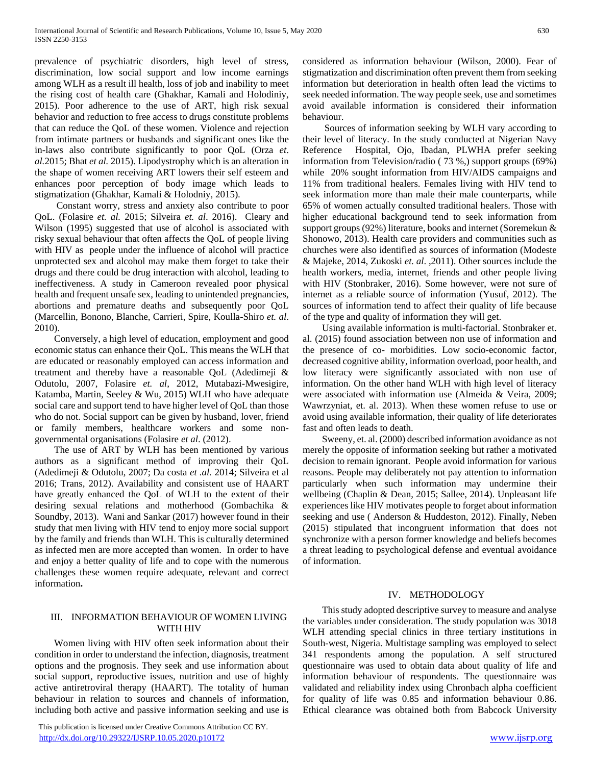prevalence of psychiatric disorders, high level of stress, discrimination, low social support and low income earnings among WLH as a result ill health, loss of job and inability to meet the rising cost of health care (Ghakhar, Kamali and Holodiniy, 2015). Poor adherence to the use of ART, high risk sexual behavior and reduction to free access to drugs constitute problems that can reduce the QoL of these women. Violence and rejection from intimate partners or husbands and significant ones like the in-laws also contribute significantly to poor QoL (Orza *et. al.*2015; Bhat *et al.* 2015). Lipodystrophy which is an alteration in the shape of women receiving ART lowers their self esteem and enhances poor perception of body image which leads to stigmatization (Ghakhar, Kamali & Holodniy, 2015).

Constant worry, stress and anxiety also contribute to poor QoL. (Folasire *et. al.* 2015; Silveira *et. al*. 2016). Cleary and Wilson (1995) suggested that use of alcohol is associated with risky sexual behaviour that often affects the QoL of people living with HIV as people under the influence of alcohol will practice unprotected sex and alcohol may make them forget to take their drugs and there could be drug interaction with alcohol, leading to ineffectiveness. A study in Cameroon revealed poor physical health and frequent unsafe sex, leading to unintended pregnancies, abortions and premature deaths and subsequently poor QoL (Marcellin, Bonono, Blanche, Carrieri, Spire, Koulla-Shiro *et. al*. 2010).

Conversely, a high level of education, employment and good economic status can enhance their QoL. This means the WLH that are educated or reasonably employed can access information and treatment and thereby have a reasonable QoL (Adedimeji & Odutolu, 2007, Folasire *et. al*, 2012, Mutabazi-Mwesigire, Katamba, Martin, Seeley & Wu, 2015) WLH who have adequate social care and support tend to have higher level of QoL than those who do not. Social support can be given by husband, lover, friend or family members, healthcare workers and some non-governmental organisations (Folasire *et al*. (2012).

The use of ART by WLH has been mentioned by various authors as a significant method of improving their QoL (Adedimeji & Odutolu, 2007; Da costa *et .al.* 2014; Silveira et al 2016; Trans, 2012). Availability and consistent use of HAART have greatly enhanced the QoL of WLH to the extent of their desiring sexual relations and motherhood (Gombachika & Soundby, 2013). Wani and Sankar (2017) however found in their study that men living with HIV tend to enjoy more social support by the family and friends than WLH. This is culturally determined as infected men are more accepted than women. In order to have and enjoy a better quality of life and to cope with the numerous challenges these women require adequate, relevant and correct information**.**

## III. INFORMATION BEHAVIOUR OF WOMEN LIVING WITH HIV

Women living with HIV often seek information about their condition in order to understand the infection, diagnosis, treatment options and the prognosis. They seek and use information about social support, reproductive issues, nutrition and use of highly active antiretroviral therapy (HAART). The totality of human behaviour in relation to sources and channels of information, including both active and passive information seeking and use is considered as information behaviour (Wilson, 2000). Fear of stigmatization and discrimination often prevent them from seeking information but deterioration in health often lead the victims to seek needed information. The way people seek, use and sometimes avoid available information is considered their information behaviour.

Sources of information seeking by WLH vary according to their level of literacy. In the study conducted at Nigerian Navy Reference Hospital, Ojo, Ibadan, PLWHA prefer seeking information from Television/radio ( 73 %,) support groups (69%) while 20% sought information from HIV/AIDS campaigns and 11% from traditional healers. Females living with HIV tend to seek information more than male their male counterparts, while 65% of women actually consulted traditional healers. Those with higher educational background tend to seek information from support groups (92%) literature, books and internet (Soremekun & Shonowo, 2013). Health care providers and communities such as churches were also identified as sources of information (Modeste & Majeke, 2014, Zukoski *et. al*. ,2011). Other sources include the health workers, media, internet, friends and other people living with HIV (Stonbraker, 2016). Some however, were not sure of internet as a reliable source of information (Yusuf, 2012). The sources of information tend to affect their quality of life because of the type and quality of information they will get.

Using available information is multi-factorial. Stonbraker et. al. (2015) found association between non use of information and the presence of co- morbidities. Low socio-economic factor, decreased cognitive ability, information overload, poor health, and low literacy were significantly associated with non use of information. On the other hand WLH with high level of literacy were associated with information use (Almeida & Veira, 2009; Wawrzyniat, et. al. 2013). When these women refuse to use or avoid using available information, their quality of life deteriorates fast and often leads to death.

Sweeny, et. al. (2000) described information avoidance as not merely the opposite of information seeking but rather a motivated decision to remain ignorant. People avoid information for various reasons. People may deliberately not pay attention to information particularly when such information may undermine their wellbeing (Chaplin & Dean, 2015; Sallee, 2014). Unpleasant life experiences like HIV motivates people to forget about information seeking and use ( Anderson & Huddeston, 2012). Finally, Neben (2015) stipulated that incongruent information that does not synchronize with a person former knowledge and beliefs becomes a threat leading to psychological defense and eventual avoidance of information.

## IV. METHODOLOGY

This study adopted descriptive survey to measure and analyse the variables under consideration. The study population was 3018 WLH attending special clinics in three tertiary institutions in South-west, Nigeria. Multistage sampling was employed to select 341 respondents among the population. A self structured questionnaire was used to obtain data about quality of life and information behaviour of respondents. The questionnaire was validated and reliability index using Chronbach alpha coefficient for quality of life was 0.85 and information behaviour 0.86. Ethical clearance was obtained both from Babcock University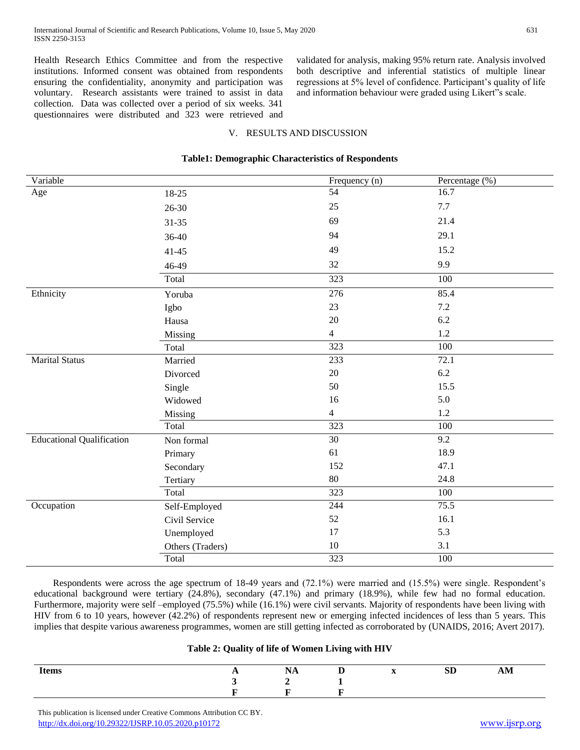Health Research Ethics Committee and from the respective institutions. Informed consent was obtained from respondents ensuring the confidentiality, anonymity and participation was voluntary. Research assistants were trained to assist in data collection. Data was collected over a period of six weeks. 341 questionnaires were distributed and 323 were retrieved and validated for analysis, making 95% return rate. Analysis involved both descriptive and inferential statistics of multiple linear regressions at 5% level of confidence. Participant's quality of life and information behaviour were graded using Likert"s scale.

## V. RESULTS AND DISCUSSION

**Table1: Demographic Characteristics of Respondents**

| Variable | | Frequency (n) | Percentage (%) |
|---|---|---|---|
| Age | 18-25 | 54 | 16.7 |
| | 26-30 | 25 | 7.7 |
| | 31-35 | 69 | 21.4 |
| | 36-40 | 94 | 29.1 |
| | 41-45 | 49 | 15.2 |
| | 46-49 | 32 | 9.9 |
| | Total | 323 | 100 |
| Ethnicity | Yoruba | 276 | 85.4 |
| | Igbo | 23 | 7.2 |
| | Hausa | 20 | 6.2 |
| | Missing | 4 | 1.2 |
| | Total | 323 | 100 |
| Marital Status | Married | 233 | 72.1 |
| | Divorced | 20 | 6.2 |
| | Single | 50 | 15.5 |
| | Widowed | 16 | 5.0 |
| | Missing | 4 | 1.2 |
| | Total | 323 | 100 |
| Educational Qualification | Non formal | 30 | 9.2 |
| | Primary | 61 | 18.9 |
| | Secondary | 152 | 47.1 |
| | Tertiary | 80 | 24.8 |
| | Total | 323 | 100 |
| Occupation | Self-Employed | 244 | 75.5 |
| | Civil Service | 52 | 16.1 |
| | Unemployed | 17 | 5.3 |
| | Others (Traders) | 10 | 3.1 |
| | Total | 323 | 100 |

Respondents were across the age spectrum of 18-49 years and (72.1%) were married and (15.5%) were single. Respondent's educational background were tertiary (24.8%), secondary (47.1%) and primary (18.9%), while few had no formal education. Furthermore, majority were self –employed (75.5%) while (16.1%) were civil servants. Majority of respondents have been living with HIV from 6 to 10 years, however (42.2%) of respondents represent new or emerging infected incidences of less than 5 years. This implies that despite various awareness programmes, women are still getting infected as corroborated by (UNAIDS, 2016; Avert 2017).

**Table 2: Quality of life of Women Living with HIV**

| Items | A | NA | D | x | SD | AM |
|---|---|---|---|---|---|---|
| | 3 | 2 | 1 | | | |
| | F | F | F | | | |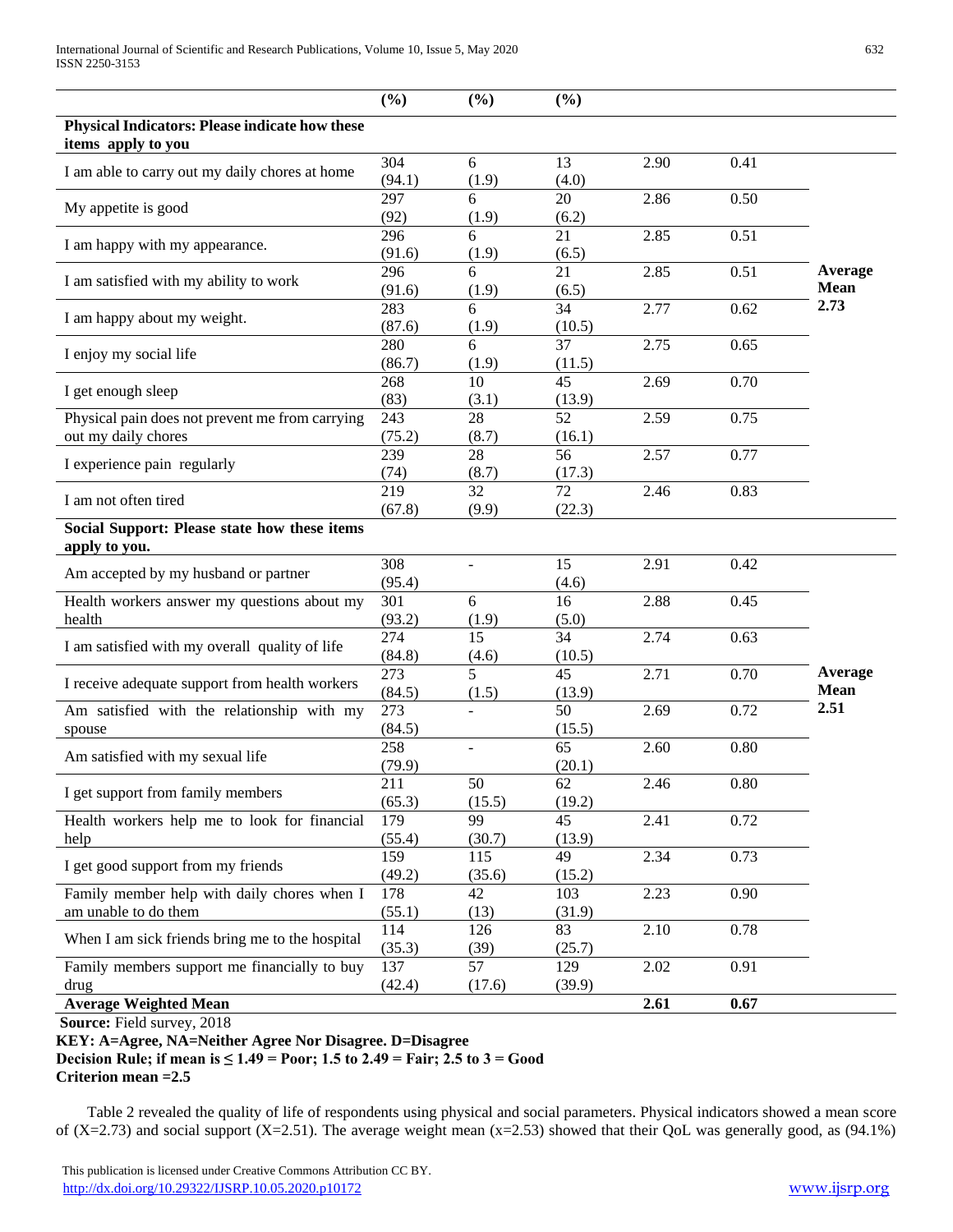| | (%) | (%) | (%) | | | |
|---|---|---|---|---|---|---|
| **Physical Indicators: Please indicate how these items apply to you** | | | | | | |
| I am able to carry out my daily chores at home | 304 (94.1) | 6 (1.9) | 13 (4.0) | 2.90 | 0.41 | |
| My appetite is good | 297 (92) | 6 (1.9) | 20 (6.2) | 2.86 | 0.50 | |
| I am happy with my appearance. | 296 (91.6) | 6 (1.9) | 21 (6.5) | 2.85 | 0.51 | |
| I am satisfied with my ability to work | 296 (91.6) | 6 (1.9) | 21 (6.5) | 2.85 | 0.51 | **Average Mean 2.73** |
| I am happy about my weight. | 283 (87.6) | 6 (1.9) | 34 (10.5) | 2.77 | 0.62 | |
| I enjoy my social life | 280 (86.7) | 6 (1.9) | 37 (11.5) | 2.75 | 0.65 | |
| I get enough sleep | 268 (83) | 10 (3.1) | 45 (13.9) | 2.69 | 0.70 | |
| Physical pain does not prevent me from carrying out my daily chores | 243 (75.2) | 28 (8.7) | 52 (16.1) | 2.59 | 0.75 | |
| I experience pain regularly | 239 (74) | 28 (8.7) | 56 (17.3) | 2.57 | 0.77 | |
| I am not often tired | 219 (67.8) | 32 (9.9) | 72 (22.3) | 2.46 | 0.83 | |
| **Social Support: Please state how these items apply to you.** | | | | | | |
| Am accepted by my husband or partner | 308 (95.4) | - | 15 (4.6) | 2.91 | 0.42 | |
| Health workers answer my questions about my health | 301 (93.2) | 6 (1.9) | 16 (5.0) | 2.88 | 0.45 | |
| I am satisfied with my overall quality of life | 274 (84.8) | 15 (4.6) | 34 (10.5) | 2.74 | 0.63 | |
| I receive adequate support from health workers | 273 (84.5) | 5 (1.5) | 45 (13.9) | 2.71 | 0.70 | **Average Mean 2.51** |
| Am satisfied with the relationship with my spouse | 273 (84.5) | - | 50 (15.5) | 2.69 | 0.72 | |
| Am satisfied with my sexual life | 258 (79.9) | - | 65 (20.1) | 2.60 | 0.80 | |
| I get support from family members | 211 (65.3) | 50 (15.5) | 62 (19.2) | 2.46 | 0.80 | |
| Health workers help me to look for financial help | 179 (55.4) | 99 (30.7) | 45 (13.9) | 2.41 | 0.72 | |
| I get good support from my friends | 159 (49.2) | 115 (35.6) | 49 (15.2) | 2.34 | 0.73 | |
| Family member help with daily chores when I am unable to do them | 178 (55.1) | 42 (13) | 103 (31.9) | 2.23 | 0.90 | |
| When I am sick friends bring me to the hospital | 114 (35.3) | 126 (39) | 83 (25.7) | 2.10 | 0.78 | |
| Family members support me financially to buy drug | 137 (42.4) | 57 (17.6) | 129 (39.9) | 2.02 | 0.91 | |
| **Average Weighted Mean** | | | | **2.61** | **0.67** | |

**Source:** Field survey, 2018

**KEY: A=Agree, NA=Neither Agree Nor Disagree. D=Disagree**

**Decision Rule; if mean is ≤ 1.49 = Poor; 1.5 to 2.49 = Fair; 2.5 to 3 = Good**

**Criterion mean =2.5**

Table 2 revealed the quality of life of respondents using physical and social parameters. Physical indicators showed a mean score of (X=2.73) and social support (X=2.51). The average weight mean (x=2.53) showed that their QoL was generally good, as (94.1%)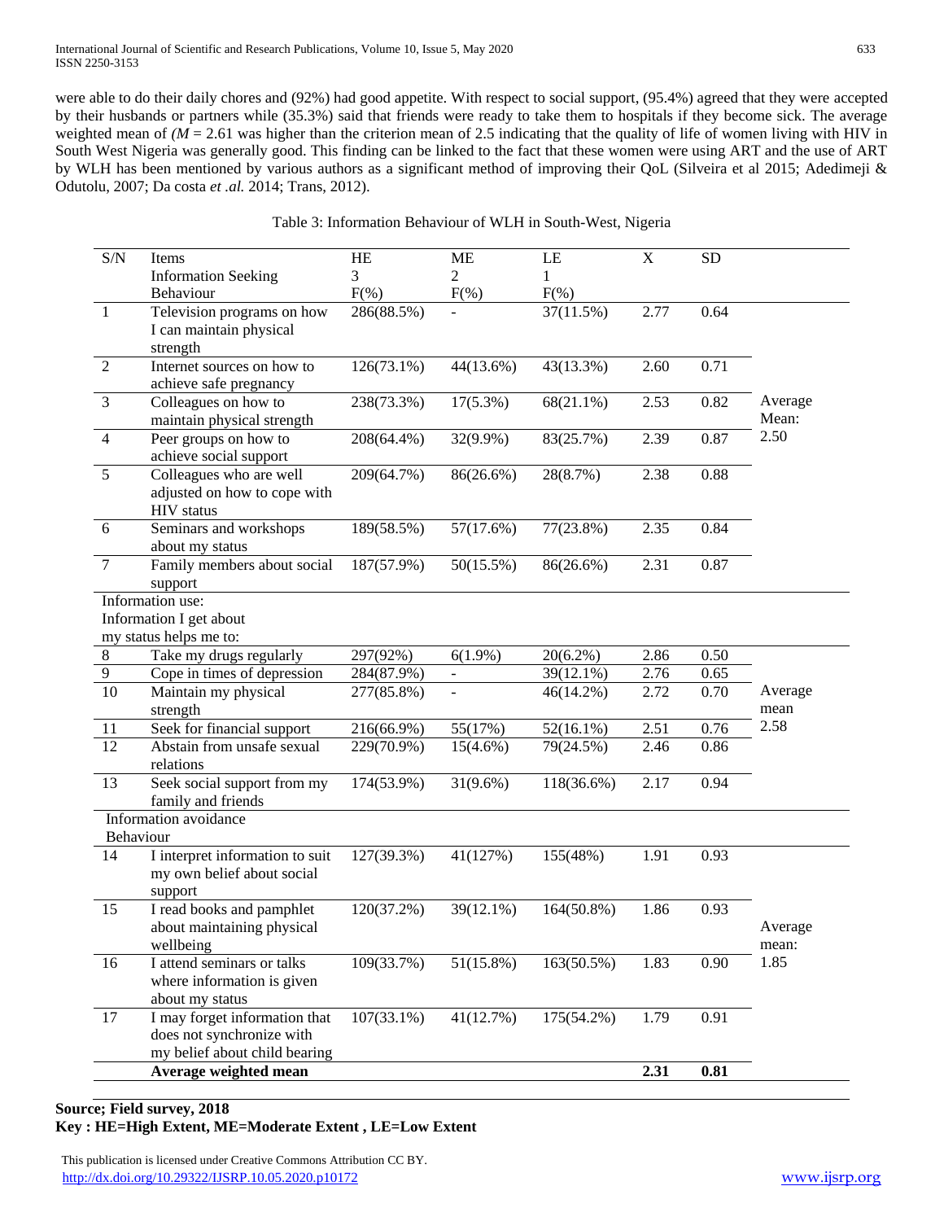were able to do their daily chores and (92%) had good appetite. With respect to social support, (95.4%) agreed that they were accepted by their husbands or partners while (35.3%) said that friends were ready to take them to hospitals if they become sick. The average weighted mean of *(M* = 2.61 was higher than the criterion mean of 2.5 indicating that the quality of life of women living with HIV in South West Nigeria was generally good. This finding can be linked to the fact that these women were using ART and the use of ART by WLH has been mentioned by various authors as a significant method of improving their QoL (Silveira et al 2015; Adedimeji & Odutolu, 2007; Da costa *et .al.* 2014; Trans, 2012).

Table 3: Information Behaviour of WLH in South-West, Nigeria

| S/N | Items | HE | ME | LE | X | SD | |
|---|---|---|---|---|---|---|---|
| | Information Seeking Behaviour | 3 F(%) | 2 F(%) | 1 F(%) | | | |
| 1 | Television programs on how I can maintain physical strength | 286(88.5%) | - | 37(11.5%) | 2.77 | 0.64 | |
| 2 | Internet sources on how to achieve safe pregnancy | 126(73.1%) | 44(13.6%) | 43(13.3%) | 2.60 | 0.71 | |
| 3 | Colleagues on how to maintain physical strength | 238(73.3%) | 17(5.3%) | 68(21.1%) | 2.53 | 0.82 | Average Mean: 2.50 |
| 4 | Peer groups on how to achieve social support | 208(64.4%) | 32(9.9%) | 83(25.7%) | 2.39 | 0.87 | |
| 5 | Colleagues who are well adjusted on how to cope with HIV status | 209(64.7%) | 86(26.6%) | 28(8.7%) | 2.38 | 0.88 | |
| 6 | Seminars and workshops about my status | 189(58.5%) | 57(17.6%) | 77(23.8%) | 2.35 | 0.84 | |
| 7 | Family members about social support | 187(57.9%) | 50(15.5%) | 86(26.6%) | 2.31 | 0.87 | |
| Information use: Information I get about my status helps me to: | | | | | | | |
| 8 | Take my drugs regularly | 297(92%) | 6(1.9%) | 20(6.2%) | 2.86 | 0.50 | |
| 9 | Cope in times of depression | 284(87.9%) | - | 39(12.1%) | 2.76 | 0.65 | |
| 10 | Maintain my physical strength | 277(85.8%) | - | 46(14.2%) | 2.72 | 0.70 | Average mean 2.58 |
| 11 | Seek for financial support | 216(66.9%) | 55(17%) | 52(16.1%) | 2.51 | 0.76 | |
| 12 | Abstain from unsafe sexual relations | 229(70.9%) | 15(4.6%) | 79(24.5%) | 2.46 | 0.86 | |
| 13 | Seek social support from my family and friends | 174(53.9%) | 31(9.6%) | 118(36.6%) | 2.17 | 0.94 | |
| Information avoidance Behaviour | | | | | | | |
| 14 | I interpret information to suit my own belief about social support | 127(39.3%) | 41(127%) | 155(48%) | 1.91 | 0.93 | |
| 15 | I read books and pamphlet about maintaining physical wellbeing | 120(37.2%) | 39(12.1%) | 164(50.8%) | 1.86 | 0.93 | Average mean: 1.85 |
| 16 | I attend seminars or talks where information is given about my status | 109(33.7%) | 51(15.8%) | 163(50.5%) | 1.83 | 0.90 | |
| 17 | I may forget information that does not synchronize with my belief about child bearing | 107(33.1%) | 41(12.7%) | 175(54.2%) | 1.79 | 0.91 | |
| | **Average weighted mean** | | | | **2.31** | **0.81** | |

**Source; Field survey, 2018**

**Key : HE=High Extent, ME=Moderate Extent , LE=Low Extent**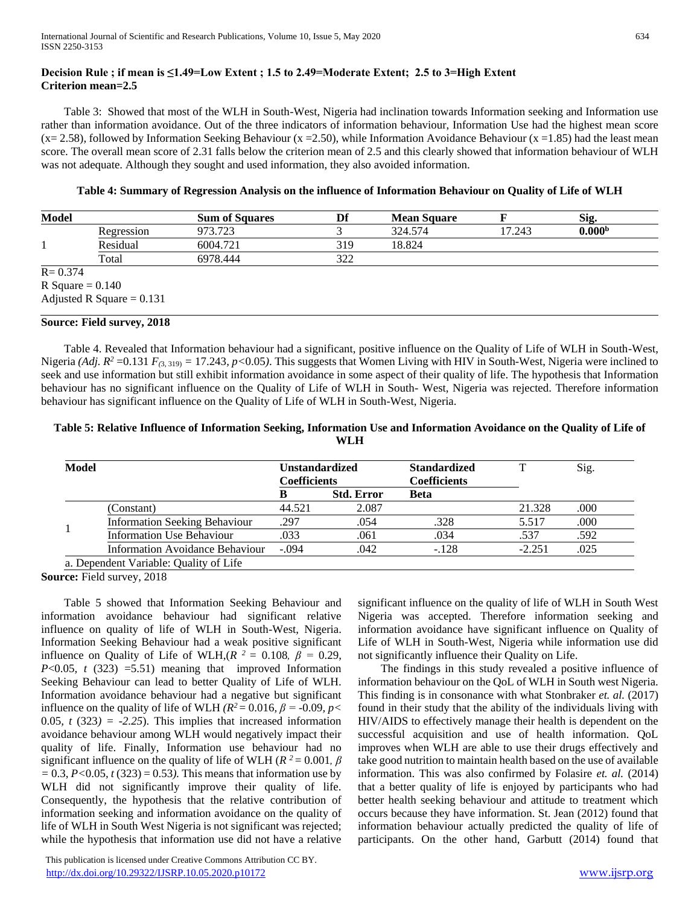**Decision Rule ; if mean is ≤1.49=Low Extent ; 1.5 to 2.49=Moderate Extent; 2.5 to 3=High Extent**
**Criterion mean=2.5**

Table 3: Showed that most of the WLH in South-West, Nigeria had inclination towards Information seeking and Information use rather than information avoidance. Out of the three indicators of information behaviour, Information Use had the highest mean score (x= 2.58), followed by Information Seeking Behaviour (x =2.50), while Information Avoidance Behaviour (x =1.85) had the least mean score. The overall mean score of 2.31 falls below the criterion mean of 2.5 and this clearly showed that information behaviour of WLH was not adequate. Although they sought and used information, they also avoided information.

**Table 4: Summary of Regression Analysis on the influence of Information Behaviour on Quality of Life of WLH**

| Model | | Sum of Squares | Df | Mean Square | F | Sig. |
|---|---|---|---|---|---|---|
| 1 | Regression | 973.723 | 3 | 324.574 | 17.243 | **0.000[b]** |
| | Residual | 6004.721 | 319 | 18.824 | | |
| | Total | 6978.444 | 322 | | | |

R= 0.374
R Square = 0.140
Adjusted R Square = 0.131

**Source: Field survey, 2018**

Table 4. Revealed that Information behaviour had a significant, positive influence on the Quality of Life of WLH in South-West, Nigeria *(Adj.* $R^2$ =0.131 $F_{(3, 319)}$ = 17.243*,* $p<0.05$*)*. This suggests that Women Living with HIV in South-West, Nigeria were inclined to seek and use information but still exhibit information avoidance in some aspect of their quality of life. The hypothesis that Information behaviour has no significant influence on the Quality of Life of WLH in South- West, Nigeria was rejected. Therefore information behaviour has significant influence on the Quality of Life of WLH in South-West, Nigeria.

**Table 5: Relative Influence of Information Seeking, Information Use and Information Avoidance on the Quality of Life of WLH**

| Model | | Unstandardized Coefficients | | Standardized Coefficients | T | Sig. |
|---|---|---|---|---|---|---|
| | | B | Std. Error | Beta | | |
| 1 | (Constant) | 44.521 | 2.087 | | 21.328 | .000 |
| | Information Seeking Behaviour | .297 | .054 | .328 | 5.517 | .000 |
| | Information Use Behaviour | .033 | .061 | .034 | .537 | .592 |
| | Information Avoidance Behaviour | -.094 | .042 | -.128 | -2.251 | .025 |

a. Dependent Variable: Quality of Life

**Source:** Field survey, 2018

Table 5 showed that Information Seeking Behaviour and information avoidance behaviour had significant relative influence on quality of life of WLH in South-West, Nigeria. Information Seeking Behaviour had a weak positive significant influence on Quality of Life of WLH,($R^2$ = 0.108*,* $\beta$ = 0.29*,* $P<0.05$*, t* (323) =5.51) meaning that improved Information Seeking Behaviour can lead to better Quality of Life of WLH. Information avoidance behaviour had a negative but significant influence on the quality of life of WLH *(*$R^2$ = 0.016*,* $\beta$ = -0.09*,* $p<$ 0.05*, t* (323*)* = *-2.25*). This implies that increased information avoidance behaviour among WLH would negatively impact their quality of life. Finally, Information use behaviour had no significant influence on the quality of life of WLH ($R^2$ = 0.001*,* $\beta$ *=* 0.3*,* $P<0.05$*, t* (323) = 0.53*).* This means that information use by WLH did not significantly improve their quality of life. Consequently, the hypothesis that the relative contribution of information seeking and information avoidance on the quality of life of WLH in South West Nigeria is not significant was rejected; while the hypothesis that information use did not have a relative significant influence on the quality of life of WLH in South West Nigeria was accepted. Therefore information seeking and information avoidance have significant influence on Quality of Life of WLH in South-West, Nigeria while information use did not significantly influence their Quality on Life.

The findings in this study revealed a positive influence of information behaviour on the QoL of WLH in South west Nigeria. This finding is in consonance with what Stonbraker *et. al.* (2017) found in their study that the ability of the individuals living with HIV/AIDS to effectively manage their health is dependent on the successful acquisition and use of health information. QoL improves when WLH are able to use their drugs effectively and take good nutrition to maintain health based on the use of available information. This was also confirmed by Folasire *et. al.* (2014) that a better quality of life is enjoyed by participants who had better health seeking behaviour and attitude to treatment which occurs because they have information. St. Jean (2012) found that information behaviour actually predicted the quality of life of participants. On the other hand, Garbutt (2014) found that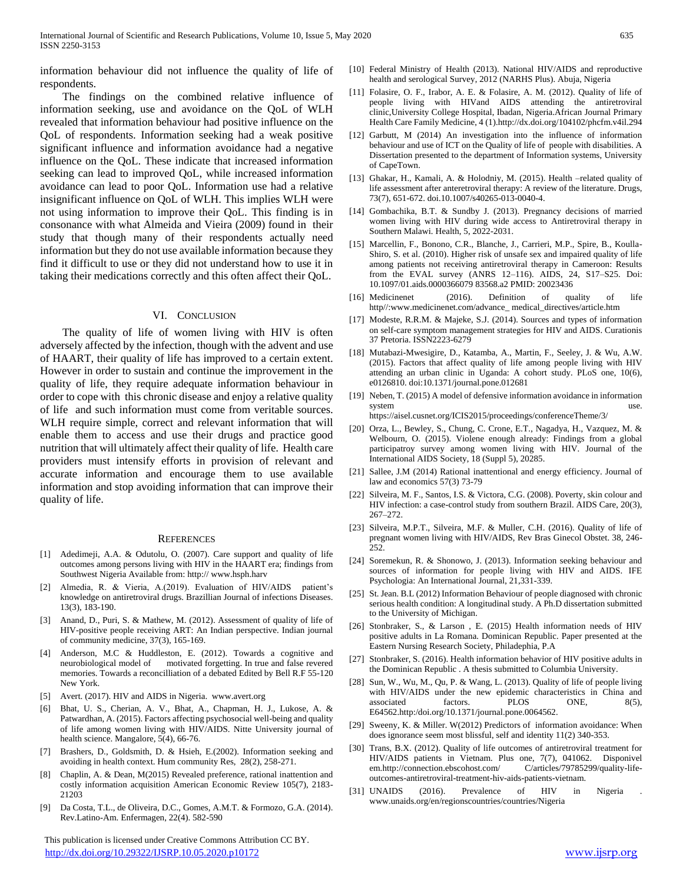information behaviour did not influence the quality of life of respondents.

The findings on the combined relative influence of information seeking, use and avoidance on the QoL of WLH revealed that information behaviour had positive influence on the QoL of respondents. Information seeking had a weak positive significant influence and information avoidance had a negative influence on the QoL. These indicate that increased information seeking can lead to improved QoL, while increased information avoidance can lead to poor QoL. Information use had a relative insignificant influence on QoL of WLH. This implies WLH were not using information to improve their QoL. This finding is in consonance with what Almeida and Vieira (2009) found in their study that though many of their respondents actually need information but they do not use available information because they find it difficult to use or they did not understand how to use it in taking their medications correctly and this often affect their QoL.

## VI. Conclusion

The quality of life of women living with HIV is often adversely affected by the infection, though with the advent and use of HAART, their quality of life has improved to a certain extent. However in order to sustain and continue the improvement in the quality of life, they require adequate information behaviour in order to cope with this chronic disease and enjoy a relative quality of life and such information must come from veritable sources. WLH require simple, correct and relevant information that will enable them to access and use their drugs and practice good nutrition that will ultimately affect their quality of life. Health care providers must intensify efforts in provision of relevant and accurate information and encourage them to use available information and stop avoiding information that can improve their quality of life.

## References

[1] Adedimeji, A.A. & Odutolu, O. (2007). Care support and quality of life outcomes among persons living with HIV in the HAART era; findings from Southwest Nigeria Available from: http:// www.hsph.harv

[2] Almedia, R. & Vieria, A.(2019). Evaluation of HIV/AIDS patient's knowledge on antiretroviral drugs. Brazillian Journal of infections Diseases. 13(3), 183-190.

[3] Anand, D., Puri, S. & Mathew, M. (2012). Assessment of quality of life of HIV-positive people receiving ART: An Indian perspective. Indian journal of community medicine, 37(3), 165-169.

[4] Anderson, M.C & Huddleston, E. (2012). Towards a cognitive and neurobiological model of motivated forgetting. In true and false revered memories. Towards a reconcilliation of a debated Edited by Bell R.F 55-120 New York.

[5] Avert. (2017). HIV and AIDS in Nigeria. www.avert.org

[6] Bhat, U. S., Cherian, A. V., Bhat, A., Chapman, H. J., Lukose, A. & Patwardhan, A. (2015). Factors affecting psychosocial well-being and quality of life among women living with HIV/AIDS. Nitte University journal of health science. Mangalore, 5(4), 66-76.

[7] Brashers, D., Goldsmith, D. & Hsieh, E.(2002). Information seeking and avoiding in health context. Hum community Res, 28(2), 258-271.

[8] Chaplin, A. & Dean, M(2015) Revealed preference, rational inattention and costly information acquisition American Economic Review 105(7), 2183-21203

[9] Da Costa, T.L., de Oliveira, D.C., Gomes, A.M.T. & Formozo, G.A. (2014). Rev.Latino-Am. Enfermagen, 22(4). 582-590

[10] Federal Ministry of Health (2013). National HIV/AIDS and reproductive health and serological Survey, 2012 (NARHS Plus). Abuja, Nigeria

[11] Folasire, O. F., Irabor, A. E. & Folasire, A. M. (2012). Quality of life of people living with HIVand AIDS attending the antiretroviral clinic,University College Hospital, Ibadan, Nigeria.African Journal Primary Health Care Family Medicine, 4 (1).http://dx.doi.org/104102/phcfm.v4il.294

[12] Garbutt, M (2014) An investigation into the influence of information behaviour and use of ICT on the Quality of life of people with disabilities. A Dissertation presented to the department of Information systems, University of CapeTown.

[13] Ghakar, H., Kamali, A. & Holodniy, M. (2015). Health –related quality of life assessment after anteretroviral therapy: A review of the literature. Drugs, 73(7), 651-672. doi.10.1007/s40265-013-0040-4.

[14] Gombachika, B.T. & Sundby J. (2013). Pregnancy decisions of married women living with HIV during wide access to Antiretroviral therapy in Southern Malawi. Health, 5, 2022-2031.

[15] Marcellin, F., Bonono, C.R., Blanche, J., Carrieri, M.P., Spire, B., Koulla-Shiro, S. et al. (2010). Higher risk of unsafe sex and impaired quality of life among patients not receiving antiretroviral therapy in Cameroon: Results from the EVAL survey (ANRS 12–116). AIDS, 24, S17–S25. Doi: 10.1097/01.aids.0000366079 83568.a2 PMID: 20023436

[16] Medicinenet (2016). Definition of quality of life http//:www.medicinenet.com/advance_ medical_directives/article.htm

[17] Modeste, R.R.M. & Majeke, S.J. (2014). Sources and types of information on self-care symptom management strategies for HIV and AIDS. Curationis 37 Pretoria. ISSN2223-6279

[18] Mutabazi-Mwesigire, D., Katamba, A., Martin, F., Seeley, J. & Wu, A.W. (2015). Factors that affect quality of life among people living with HIV attending an urban clinic in Uganda: A cohort study. PLoS one, 10(6), e0126810. doi:10.1371/journal.pone.012681

[19] Neben, T. (2015) A model of defensive information avoidance in information system use. https://aisel.cusnet.org/ICIS2015/proceedings/conferenceTheme/3/

[20] Orza, L., Bewley, S., Chung, C. Crone, E.T., Nagadya, H., Vazquez, M. & Welbourn, O. (2015). Violene enough already: Findings from a global participatroy survey among women living with HIV. Journal of the International AIDS Society, 18 (Suppl 5), 20285.

[21] Sallee, J.M (2014) Rational inattentional and energy efficiency. Journal of law and economics 57(3) 73-79

[22] Silveira, M. F., Santos, I.S. & Victora, C.G. (2008). Poverty, skin colour and HIV infection: a case-control study from southern Brazil. AIDS Care, 20(3), 267–272.

[23] Silveira, M.P.T., Silveira, M.F. & Muller, C.H. (2016). Quality of life of pregnant women living with HIV/AIDS, Rev Bras Ginecol Obstet. 38, 246-252.

[24] Soremekun, R. & Shonowo, J. (2013). Information seeking behaviour and sources of information for people living with HIV and AIDS. IFE Psychologia: An International Journal, 21,331-339.

[25] St. Jean. B.L (2012) Information Behaviour of people diagnosed with chronic serious health condition: A longitudinal study. A Ph.D dissertation submitted to the University of Michigan.

[26] Stonbraker, S., & Larson , E. (2015) Health information needs of HIV positive adults in La Romana. Dominican Republic. Paper presented at the Eastern Nursing Research Society, Philadephia, P.A

[27] Stonbraker, S. (2016). Health information behavior of HIV positive adults in the Dominican Republic . A thesis submitted to Columbia University.

[28] Sun, W., Wu, M., Qu, P. & Wang, L. (2013). Quality of life of people living with HIV/AIDS under the new epidemic characteristics in China and associated factors. PLOS ONE, 8(5), E64562.http:/doi.org/10.1371/journal.pone.0064562.

[29] Sweeny, K. & Miller. W(2012) Predictors of information avoidance: When does ignorance seem most blissful, self and identity 11(2) 340-353.

[30] Trans, B.X. (2012). Quality of life outcomes of antiretroviral treatment for HIV/AIDS patients in Vietnam. Plus one, 7(7), 041062. Disponivel em.http://connection.ebscohost.com/ C/articles/79785299/quality-life-outcomes-antiretroviral-treatment-hiv-aids-patients-vietnam.

[31] UNAIDS (2016). Prevalence of HIV in Nigeria . www.unaids.org/en/regionscountries/countries/Nigeria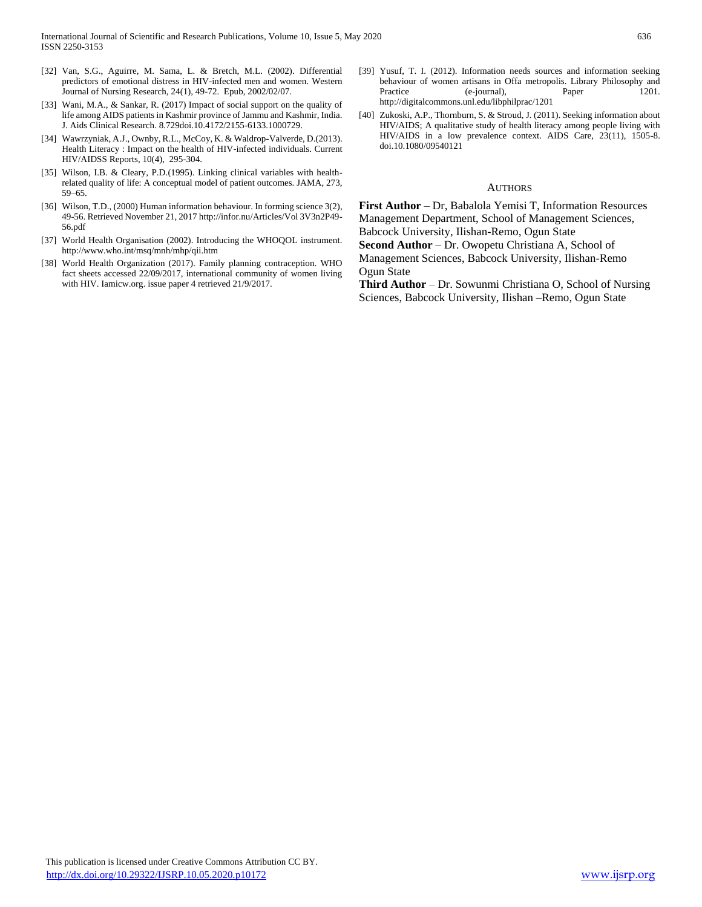[32] Van, S.G., Aguirre, M. Sama, L. & Bretch, M.L. (2002). Differential predictors of emotional distress in HIV-infected men and women. Western Journal of Nursing Research, 24(1), 49-72. Epub, 2002/02/07.

[33] Wani, M.A., & Sankar, R. (2017) Impact of social support on the quality of life among AIDS patients in Kashmir province of Jammu and Kashmir, India. J. Aids Clinical Research. 8.729doi.10.4172/2155-6133.1000729.

[34] Wawrzyniak, A.J., Ownby, R.L., McCoy, K. & Waldrop-Valverde, D.(2013). Health Literacy : Impact on the health of HIV-infected individuals. Current HIV/AIDSS Reports, 10(4), 295-304.

[35] Wilson, I.B. & Cleary, P.D.(1995). Linking clinical variables with health-related quality of life: A conceptual model of patient outcomes. JAMA, 273, 59–65.

[36] Wilson, T.D., (2000) Human information behaviour. In forming science 3(2), 49-56. Retrieved November 21, 2017 http://infor.nu/Articles/Vol 3V3n2P49-56.pdf

[37] World Health Organisation (2002). Introducing the WHOQOL instrument. http://www.who.int/msq/mnh/mhp/qii.htm

[38] World Health Organization (2017). Family planning contraception. WHO fact sheets accessed 22/09/2017, international community of women living with HIV. Iamicw.org. issue paper 4 retrieved 21/9/2017.

[39] Yusuf, T. I. (2012). Information needs sources and information seeking behaviour of women artisans in Offa metropolis. Library Philosophy and Practice (e-journal), Paper 1201. http://digitalcommons.unl.edu/libphilprac/1201

[40] Zukoski, A.P., Thornburn, S. & Stroud, J. (2011). Seeking information about HIV/AIDS; A qualitative study of health literacy among people living with HIV/AIDS in a low prevalence context. AIDS Care, 23(11), 1505-8. doi.10.1080/09540121

## AUTHORS

**First Author** – Dr, Babalola Yemisi T, Information Resources Management Department, School of Management Sciences, Babcock University, Ilishan-Remo, Ogun State

**Second Author** – Dr. Owopetu Christiana A, School of Management Sciences, Babcock University, Ilishan-Remo Ogun State

**Third Author** – Dr. Sowunmi Christiana O, School of Nursing Sciences, Babcock University, Ilishan –Remo, Ogun State